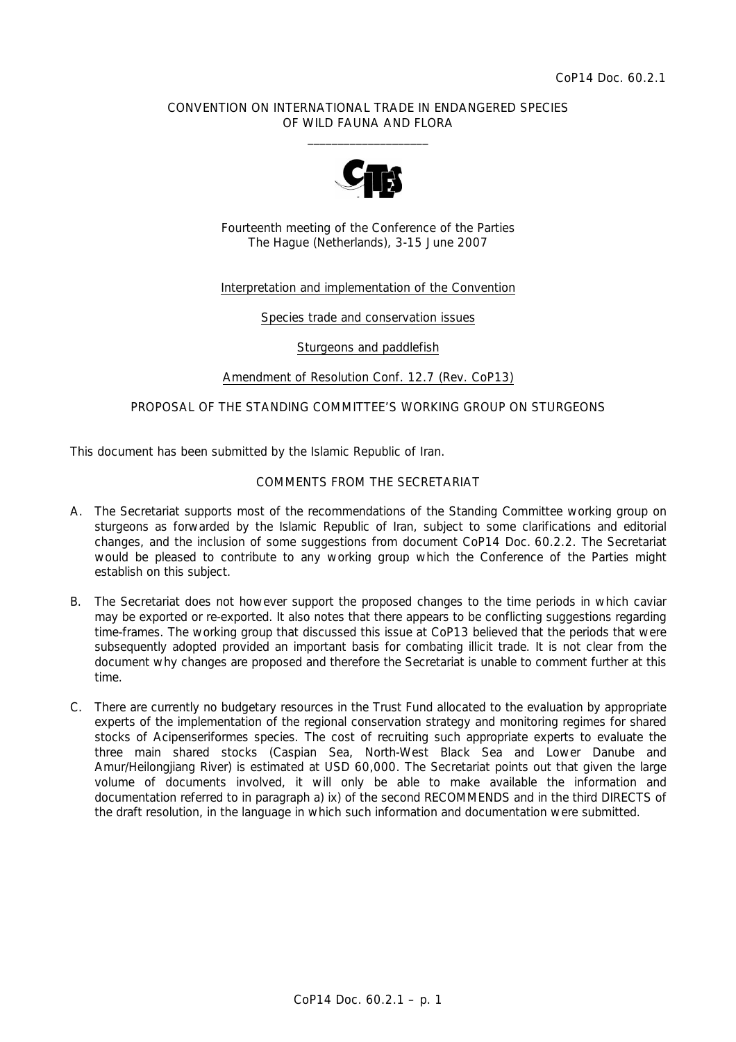CoP14 Doc. 60.2.1

CONVENTION ON INTERNATIONAL TRADE IN ENDANGERED SPECIES OF WILD FAUNA AND FLORA

____________________

Fourteenth meeting of the Conference of the Parties
The Hague (Netherlands), 3-15 June 2007

Interpretation and implementation of the Convention

Species trade and conservation issues

Sturgeons and paddlefish

Amendment of Resolution Conf. 12.7 (Rev. CoP13)

PROPOSAL OF THE STANDING COMMITTEE'S WORKING GROUP ON STURGEONS

This document has been submitted by the Islamic Republic of Iran.

COMMENTS FROM THE SECRETARIAT

A. The Secretariat supports most of the recommendations of the Standing Committee working group on sturgeons as forwarded by the Islamic Republic of Iran, subject to some clarifications and editorial changes, and the inclusion of some suggestions from document CoP14 Doc. 60.2.2. The Secretariat would be pleased to contribute to any working group which the Conference of the Parties might establish on this subject.

B. The Secretariat does not however support the proposed changes to the time periods in which caviar may be exported or re-exported. It also notes that there appears to be conflicting suggestions regarding time-frames. The working group that discussed this issue at CoP13 believed that the periods that were subsequently adopted provided an important basis for combating illicit trade. It is not clear from the document why changes are proposed and therefore the Secretariat is unable to comment further at this time.

C. There are currently no budgetary resources in the Trust Fund allocated to the evaluation by appropriate experts of the implementation of the regional conservation strategy and monitoring regimes for shared stocks of Acipenseriformes species. The cost of recruiting such appropriate experts to evaluate the three main shared stocks (Caspian Sea, North-West Black Sea and Lower Danube and Amur/Heilongjiang River) is estimated at USD 60,000. The Secretariat points out that given the large volume of documents involved, it will only be able to make available the information and documentation referred to in paragraph a) ix) of the second RECOMMENDS and in the third DIRECTS of the draft resolution, in the language in which such information and documentation were submitted.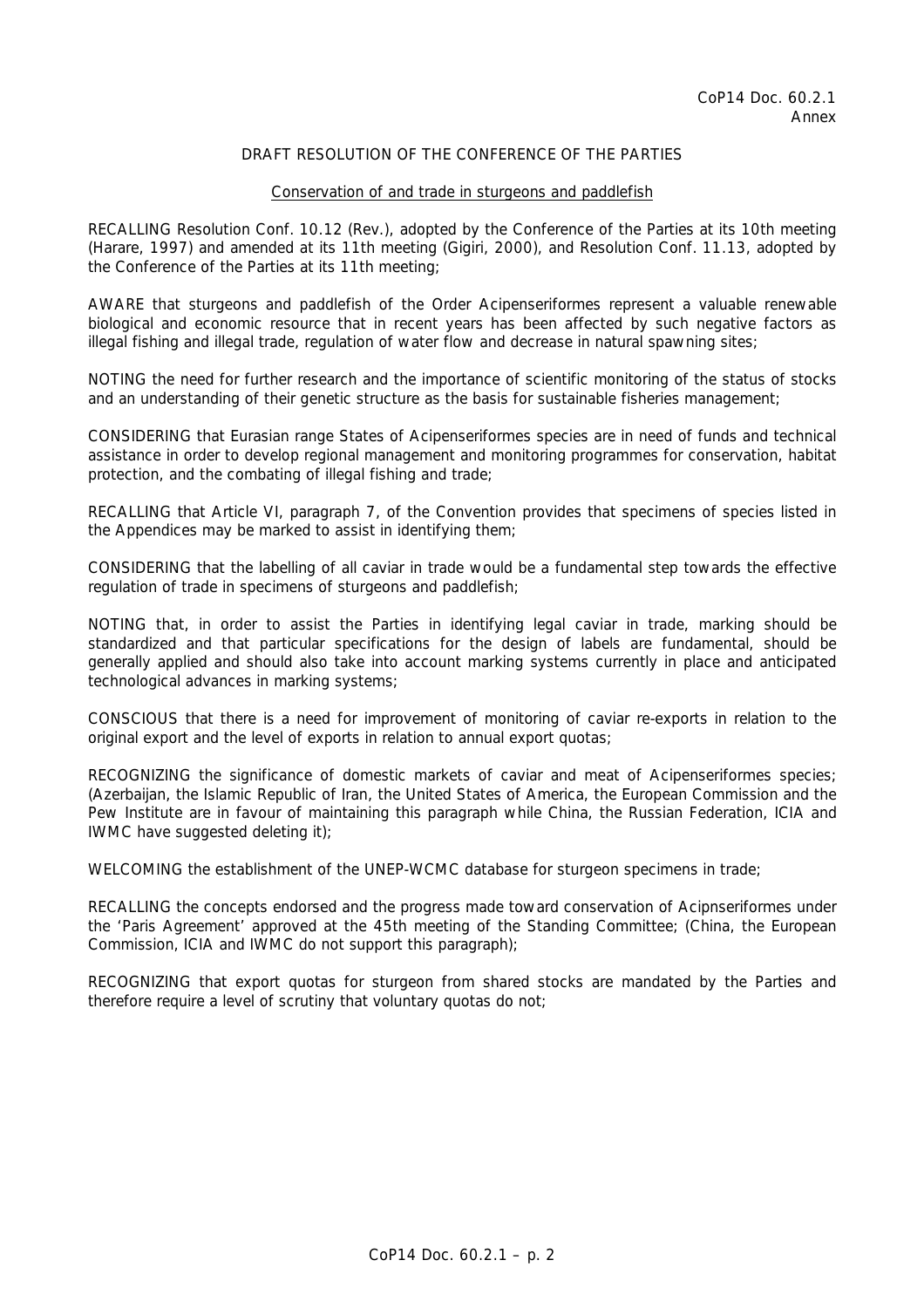CoP14 Doc. 60.2.1
Annex

DRAFT RESOLUTION OF THE CONFERENCE OF THE PARTIES

Conservation of and trade in sturgeons and paddlefish

RECALLING Resolution Conf. 10.12 (Rev.), adopted by the Conference of the Parties at its 10th meeting (Harare, 1997) and amended at its 11th meeting (Gigiri, 2000), and Resolution Conf. 11.13, adopted by the Conference of the Parties at its 11th meeting;

AWARE that sturgeons and paddlefish of the Order Acipenseriformes represent a valuable renewable biological and economic resource that in recent years has been affected by such negative factors as illegal fishing and illegal trade, regulation of water flow and decrease in natural spawning sites;

NOTING the need for further research and the importance of scientific monitoring of the status of stocks and an understanding of their genetic structure as the basis for sustainable fisheries management;

CONSIDERING that Eurasian range States of Acipenseriformes species are in need of funds and technical assistance in order to develop regional management and monitoring programmes for conservation, habitat protection, and the combating of illegal fishing and trade;

RECALLING that Article VI, paragraph 7, of the Convention provides that specimens of species listed in the Appendices may be marked to assist in identifying them;

CONSIDERING that the labelling of all caviar in trade would be a fundamental step towards the effective regulation of trade in specimens of sturgeons and paddlefish;

NOTING that, in order to assist the Parties in identifying legal caviar in trade, marking should be standardized and that particular specifications for the design of labels are fundamental, should be generally applied and should also take into account marking systems currently in place and anticipated technological advances in marking systems;

CONSCIOUS that there is a need for improvement of monitoring of caviar re-exports in relation to the original export and the level of exports in relation to annual export quotas;

RECOGNIZING the significance of domestic markets of caviar and meat of Acipenseriformes species; (Azerbaijan, the Islamic Republic of Iran, the United States of America, the European Commission and the Pew Institute are in favour of maintaining this paragraph while China, the Russian Federation, ICIA and IWMC have suggested deleting it);

WELCOMING the establishment of the UNEP-WCMC database for sturgeon specimens in trade;

RECALLING the concepts endorsed and the progress made toward conservation of Acipnseriformes under the 'Paris Agreement' approved at the 45th meeting of the Standing Committee; (China, the European Commission, ICIA and IWMC do not support this paragraph);

RECOGNIZING that export quotas for sturgeon from shared stocks are mandated by the Parties and therefore require a level of scrutiny that voluntary quotas do not;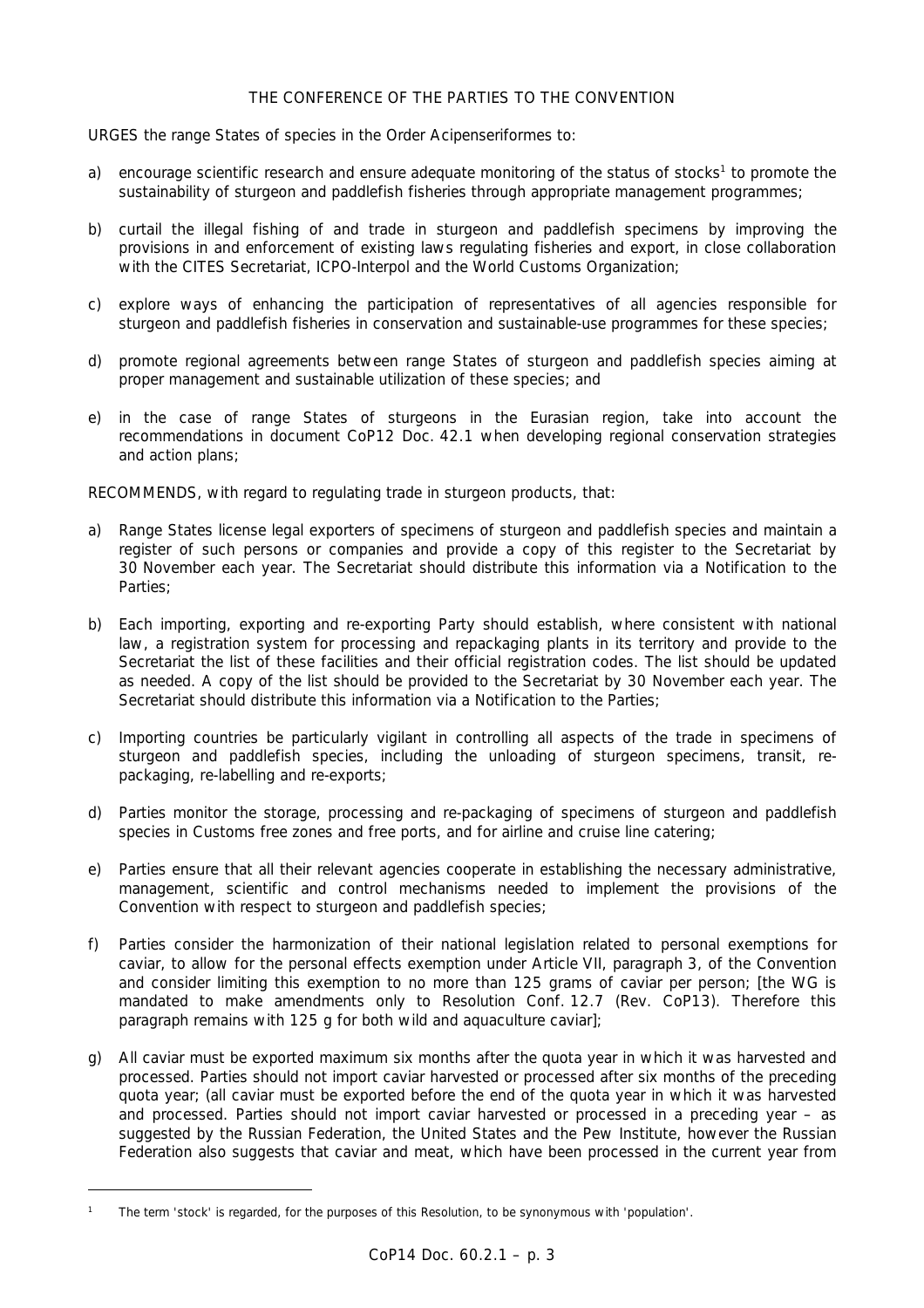THE CONFERENCE OF THE PARTIES TO THE CONVENTION

URGES the range States of species in the Order Acipenseriformes to:

a) encourage scientific research and ensure adequate monitoring of the status of stocks[1] to promote the sustainability of sturgeon and paddlefish fisheries through appropriate management programmes;

b) curtail the illegal fishing of and trade in sturgeon and paddlefish specimens by improving the provisions in and enforcement of existing laws regulating fisheries and export, in close collaboration with the CITES Secretariat, ICPO-Interpol and the World Customs Organization;

c) explore ways of enhancing the participation of representatives of all agencies responsible for sturgeon and paddlefish fisheries in conservation and sustainable-use programmes for these species;

d) promote regional agreements between range States of sturgeon and paddlefish species aiming at proper management and sustainable utilization of these species; and

e) in the case of range States of sturgeons in the Eurasian region, take into account the recommendations in document CoP12 Doc. 42.1 when developing regional conservation strategies and action plans;

RECOMMENDS, with regard to regulating trade in sturgeon products, that:

a) Range States license legal exporters of specimens of sturgeon and paddlefish species and maintain a register of such persons or companies and provide a copy of this register to the Secretariat by 30 November each year. The Secretariat should distribute this information via a Notification to the Parties;

b) Each importing, exporting and re-exporting Party should establish, where consistent with national law, a registration system for processing and repackaging plants in its territory and provide to the Secretariat the list of these facilities and their official registration codes. The list should be updated as needed. A copy of the list should be provided to the Secretariat by 30 November each year. The Secretariat should distribute this information via a Notification to the Parties;

c) Importing countries be particularly vigilant in controlling all aspects of the trade in specimens of sturgeon and paddlefish species, including the unloading of sturgeon specimens, transit, re-packaging, re-labelling and re-exports;

d) Parties monitor the storage, processing and re-packaging of specimens of sturgeon and paddlefish species in Customs free zones and free ports, and for airline and cruise line catering;

e) Parties ensure that all their relevant agencies cooperate in establishing the necessary administrative, management, scientific and control mechanisms needed to implement the provisions of the Convention with respect to sturgeon and paddlefish species;

f) Parties consider the harmonization of their national legislation related to personal exemptions for caviar, to allow for the personal effects exemption under Article VII, paragraph 3, of the Convention and consider limiting this exemption to no more than 125 grams of caviar per person; [the WG is mandated to make amendments only to Resolution Conf. 12.7 (Rev. CoP13). Therefore this paragraph remains with 125 g for both wild and aquaculture caviar];

g) All caviar must be exported maximum six months after the quota year in which it was harvested and processed. Parties should not import caviar harvested or processed after six months of the preceding quota year; (all caviar must be exported before the end of the quota year in which it was harvested and processed. Parties should not import caviar harvested or processed in a preceding year – as suggested by the Russian Federation, the United States and the Pew Institute, however the Russian Federation also suggests that caviar and meat, which have been processed in the current year from

[1] The term 'stock' is regarded, for the purposes of this Resolution, to be synonymous with 'population'.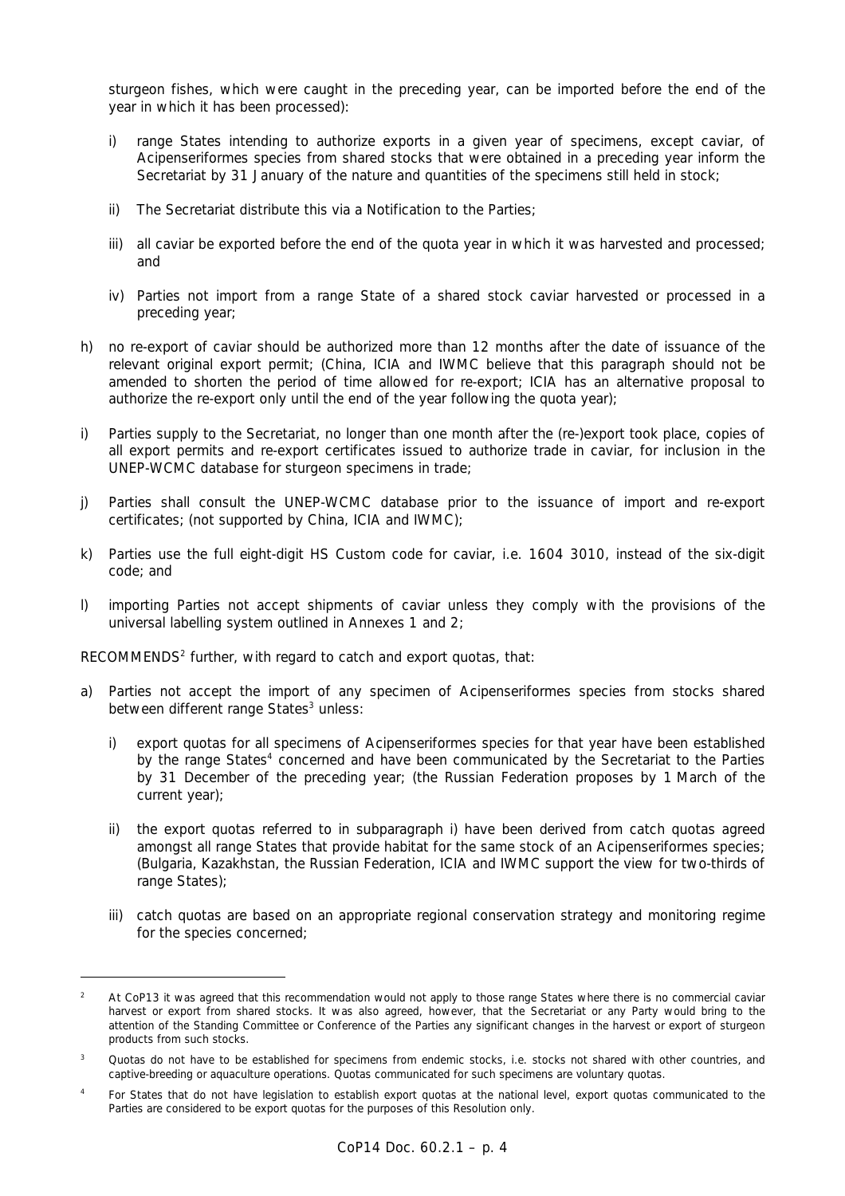sturgeon fishes, which were caught in the preceding year, can be imported before the end of the year in which it has been processed):

i) range States intending to authorize exports in a given year of specimens, except caviar, of Acipenseriformes species from shared stocks that were obtained in a preceding year inform the Secretariat by 31 January of the nature and quantities of the specimens still held in stock;

ii) The Secretariat distribute this via a Notification to the Parties;

iii) all caviar be exported before the end of the quota year in which it was harvested and processed; and

iv) Parties not import from a range State of a shared stock caviar harvested or processed in a preceding year;

h) no re-export of caviar should be authorized more than 12 months after the date of issuance of the relevant original export permit; (China, ICIA and IWMC believe that this paragraph should not be amended to shorten the period of time allowed for re-export; ICIA has an alternative proposal to authorize the re-export only until the end of the year following the quota year);

i) Parties supply to the Secretariat, no longer than one month after the (re-)export took place, copies of all export permits and re-export certificates issued to authorize trade in caviar, for inclusion in the UNEP-WCMC database for sturgeon specimens in trade;

j) Parties shall consult the UNEP-WCMC database prior to the issuance of import and re-export certificates; (not supported by China, ICIA and IWMC);

k) Parties use the full eight-digit HS Custom code for caviar, i.e. 1604 3010, instead of the six-digit code; and

l) importing Parties not accept shipments of caviar unless they comply with the provisions of the universal labelling system outlined in Annexes 1 and 2;

RECOMMENDS[2] further, with regard to catch and export quotas, that:

a) Parties not accept the import of any specimen of Acipenseriformes species from stocks shared between different range States[3] unless:

i) export quotas for all specimens of Acipenseriformes species for that year have been established by the range States[4] concerned and have been communicated by the Secretariat to the Parties by 31 December of the preceding year; (the Russian Federation proposes by 1 March of the current year);

ii) the export quotas referred to in subparagraph i) have been derived from catch quotas agreed amongst all range States that provide habitat for the same stock of an Acipenseriformes species; (Bulgaria, Kazakhstan, the Russian Federation, ICIA and IWMC support the view for two-thirds of range States);

iii) catch quotas are based on an appropriate regional conservation strategy and monitoring regime for the species concerned;

---

[2] At CoP13 it was agreed that this recommendation would not apply to those range States where there is no commercial caviar harvest or export from shared stocks. It was also agreed, however, that the Secretariat or any Party would bring to the attention of the Standing Committee or Conference of the Parties any significant changes in the harvest or export of sturgeon products from such stocks.

[3] Quotas do not have to be established for specimens from endemic stocks, i.e. stocks not shared with other countries, and captive-breeding or aquaculture operations. Quotas communicated for such specimens are voluntary quotas.

[4] For States that do not have legislation to establish export quotas at the national level, export quotas communicated to the Parties are considered to be export quotas for the purposes of this Resolution only.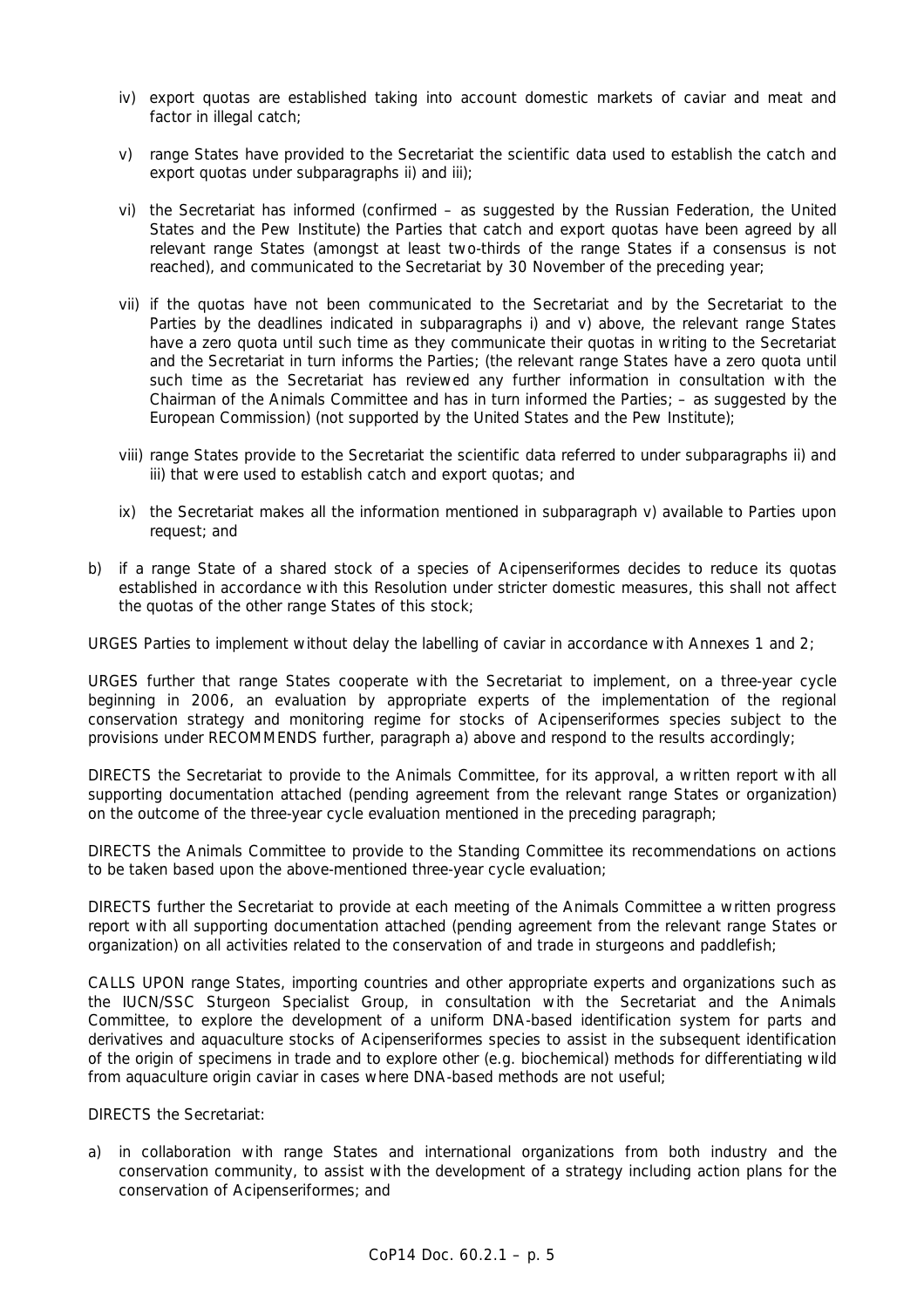iv) export quotas are established taking into account domestic markets of caviar and meat and factor in illegal catch;

v) range States have provided to the Secretariat the scientific data used to establish the catch and export quotas under subparagraphs ii) and iii);

vi) the Secretariat has informed (confirmed – as suggested by the Russian Federation, the United States and the Pew Institute) the Parties that catch and export quotas have been agreed by all relevant range States (amongst at least two-thirds of the range States if a consensus is not reached), and communicated to the Secretariat by 30 November of the preceding year;

vii) if the quotas have not been communicated to the Secretariat and by the Secretariat to the Parties by the deadlines indicated in subparagraphs i) and v) above, the relevant range States have a zero quota until such time as they communicate their quotas in writing to the Secretariat and the Secretariat in turn informs the Parties; (the relevant range States have a zero quota until such time as the Secretariat has reviewed any further information in consultation with the Chairman of the Animals Committee and has in turn informed the Parties; – as suggested by the European Commission) (not supported by the United States and the Pew Institute);

viii) range States provide to the Secretariat the scientific data referred to under subparagraphs ii) and iii) that were used to establish catch and export quotas; and

ix) the Secretariat makes all the information mentioned in subparagraph v) available to Parties upon request; and

b) if a range State of a shared stock of a species of Acipenseriformes decides to reduce its quotas established in accordance with this Resolution under stricter domestic measures, this shall not affect the quotas of the other range States of this stock;

URGES Parties to implement without delay the labelling of caviar in accordance with Annexes 1 and 2;

URGES further that range States cooperate with the Secretariat to implement, on a three-year cycle beginning in 2006, an evaluation by appropriate experts of the implementation of the regional conservation strategy and monitoring regime for stocks of Acipenseriformes species subject to the provisions under RECOMMENDS further, paragraph a) above and respond to the results accordingly;

DIRECTS the Secretariat to provide to the Animals Committee, for its approval, a written report with all supporting documentation attached (pending agreement from the relevant range States or organization) on the outcome of the three-year cycle evaluation mentioned in the preceding paragraph;

DIRECTS the Animals Committee to provide to the Standing Committee its recommendations on actions to be taken based upon the above-mentioned three-year cycle evaluation;

DIRECTS further the Secretariat to provide at each meeting of the Animals Committee a written progress report with all supporting documentation attached (pending agreement from the relevant range States or organization) on all activities related to the conservation of and trade in sturgeons and paddlefish;

CALLS UPON range States, importing countries and other appropriate experts and organizations such as the IUCN/SSC Sturgeon Specialist Group, in consultation with the Secretariat and the Animals Committee, to explore the development of a uniform DNA-based identification system for parts and derivatives and aquaculture stocks of Acipenseriformes species to assist in the subsequent identification of the origin of specimens in trade and to explore other (e.g. biochemical) methods for differentiating wild from aquaculture origin caviar in cases where DNA-based methods are not useful;

DIRECTS the Secretariat:

a) in collaboration with range States and international organizations from both industry and the conservation community, to assist with the development of a strategy including action plans for the conservation of Acipenseriformes; and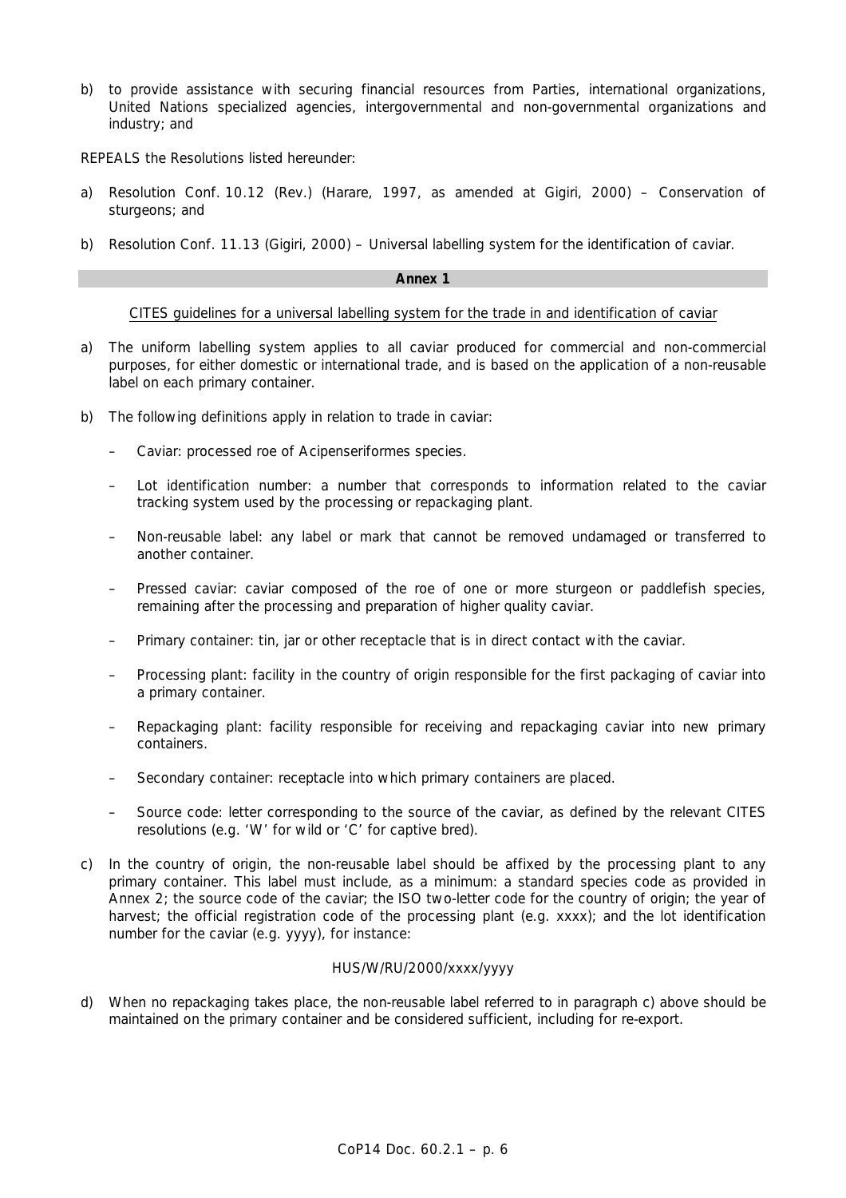b) to provide assistance with securing financial resources from Parties, international organizations, United Nations specialized agencies, intergovernmental and non-governmental organizations and industry; and

REPEALS the Resolutions listed hereunder:

a) Resolution Conf. 10.12 (Rev.) (Harare, 1997, as amended at Gigiri, 2000) – Conservation of sturgeons; and

b) Resolution Conf. 11.13 (Gigiri, 2000) – Universal labelling system for the identification of caviar.

## Annex 1

CITES guidelines for a universal labelling system for the trade in and identification of caviar

a) The uniform labelling system applies to all caviar produced for commercial and non-commercial purposes, for either domestic or international trade, and is based on the application of a non-reusable label on each primary container.

b) The following definitions apply in relation to trade in caviar:

   – Caviar: processed roe of Acipenseriformes species.

   – Lot identification number: a number that corresponds to information related to the caviar tracking system used by the processing or repackaging plant.

   – Non-reusable label: any label or mark that cannot be removed undamaged or transferred to another container.

   – Pressed caviar: caviar composed of the roe of one or more sturgeon or paddlefish species, remaining after the processing and preparation of higher quality caviar.

   – Primary container: tin, jar or other receptacle that is in direct contact with the caviar.

   – Processing plant: facility in the country of origin responsible for the first packaging of caviar into a primary container.

   – Repackaging plant: facility responsible for receiving and repackaging caviar into new primary containers.

   – Secondary container: receptacle into which primary containers are placed.

   – Source code: letter corresponding to the source of the caviar, as defined by the relevant CITES resolutions (e.g. 'W' for wild or 'C' for captive bred).

c) In the country of origin, the non-reusable label should be affixed by the processing plant to any primary container. This label must include, as a minimum: a standard species code as provided in Annex 2; the source code of the caviar; the ISO two-letter code for the country of origin; the year of harvest; the official registration code of the processing plant (e.g. xxxx); and the lot identification number for the caviar (e.g. yyyy), for instance:

HUS/W/RU/2000/xxxx/yyyy

d) When no repackaging takes place, the non-reusable label referred to in paragraph c) above should be maintained on the primary container and be considered sufficient, including for re-export.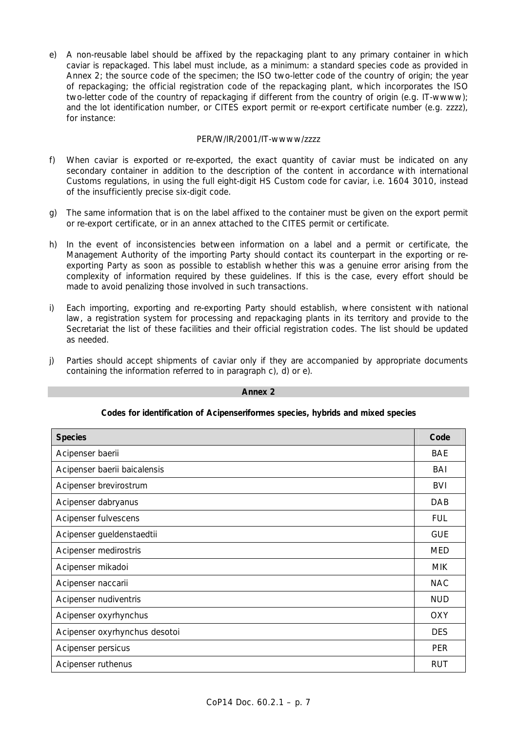e) A non-reusable label should be affixed by the repackaging plant to any primary container in which caviar is repackaged. This label must include, as a minimum: a standard species code as provided in Annex 2; the source code of the specimen; the ISO two-letter code of the country of origin; the year of repackaging; the official registration code of the repackaging plant, which incorporates the ISO two-letter code of the country of repackaging if different from the country of origin (e.g. IT-wwww); and the lot identification number, or CITES export permit or re-export certificate number (e.g. zzzz), for instance:

PER/W/IR/2001/IT-wwww/zzzz

f) When caviar is exported or re-exported, the exact quantity of caviar must be indicated on any secondary container in addition to the description of the content in accordance with international Customs regulations, in using the full eight-digit HS Custom code for caviar, i.e. 1604 3010, instead of the insufficiently precise six-digit code.

g) The same information that is on the label affixed to the container must be given on the export permit or re-export certificate, or in an annex attached to the CITES permit or certificate.

h) In the event of inconsistencies between information on a label and a permit or certificate, the Management Authority of the importing Party should contact its counterpart in the exporting or re-exporting Party as soon as possible to establish whether this was a genuine error arising from the complexity of information required by these guidelines. If this is the case, every effort should be made to avoid penalizing those involved in such transactions.

i) Each importing, exporting and re-exporting Party should establish, where consistent with national law, a registration system for processing and repackaging plants in its territory and provide to the Secretariat the list of these facilities and their official registration codes. The list should be updated as needed.

j) Parties should accept shipments of caviar only if they are accompanied by appropriate documents containing the information referred to in paragraph c), d) or e).

## Annex 2

**Codes for identification of Acipenseriformes species, hybrids and mixed species**

| Species | Code |
|---|---|
| Acipenser baerii | BAE |
| Acipenser baerii baicalensis | BAI |
| Acipenser brevirostrum | BVI |
| Acipenser dabryanus | DAB |
| Acipenser fulvescens | FUL |
| Acipenser gueldenstaedtii | GUE |
| Acipenser medirostris | MED |
| Acipenser mikadoi | MIK |
| Acipenser naccarii | NAC |
| Acipenser nudiventris | NUD |
| Acipenser oxyrhynchus | OXY |
| Acipenser oxyrhynchus desotoi | DES |
| Acipenser persicus | PER |
| Acipenser ruthenus | RUT |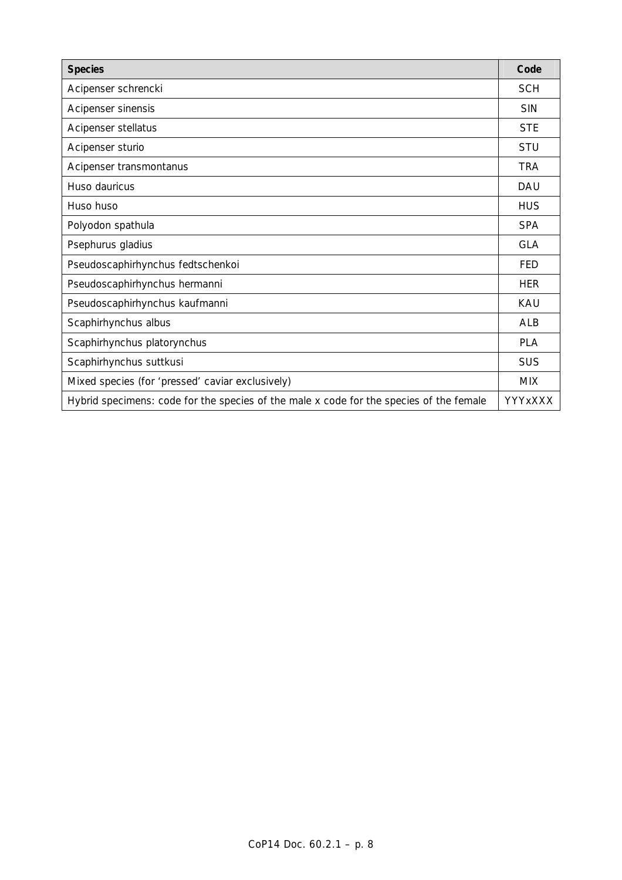| Species | Code |
|---|---|
| Acipenser schrencki | SCH |
| Acipenser sinensis | SIN |
| Acipenser stellatus | STE |
| Acipenser sturio | STU |
| Acipenser transmontanus | TRA |
| Huso dauricus | DAU |
| Huso huso | HUS |
| Polyodon spathula | SPA |
| Psephurus gladius | GLA |
| Pseudoscaphirhynchus fedtschenkoi | FED |
| Pseudoscaphirhynchus hermanni | HER |
| Pseudoscaphirhynchus kaufmanni | KAU |
| Scaphirhynchus albus | ALB |
| Scaphirhynchus platorynchus | PLA |
| Scaphirhynchus suttkusi | SUS |
| Mixed species (for 'pressed' caviar exclusively) | MIX |
| Hybrid specimens: code for the species of the male x code for the species of the female | YYYxXXX |